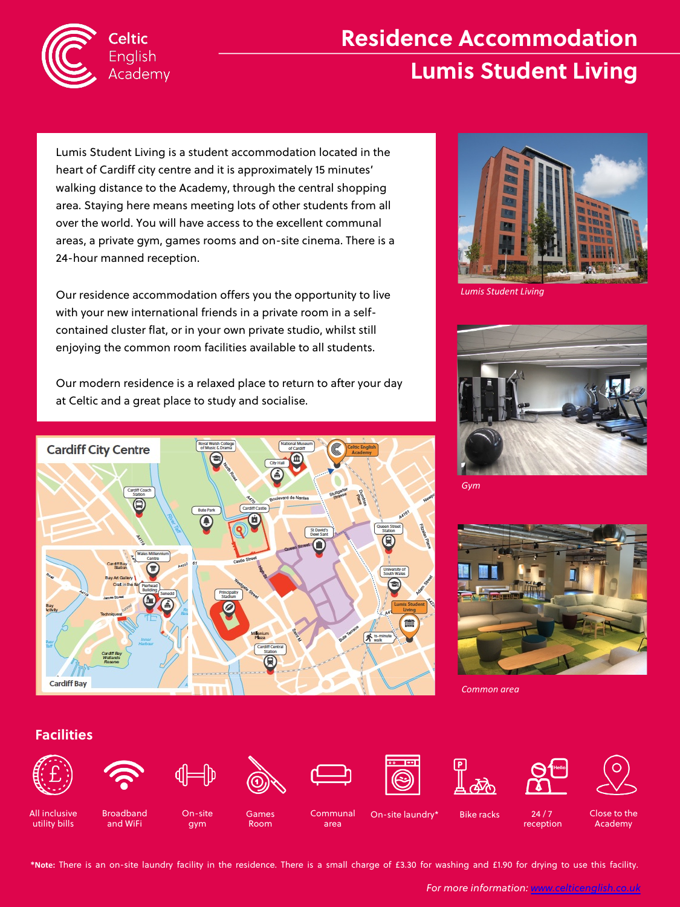Celtic English Academy

# Residence Accommodation

# Lumis Student Living

Lumis Student Living is a student accommodation located in the heart of Cardiff city centre and it is approximately 15 minutes' walking distance to the Academy, through the central shopping area. Staying here means meeting lots of other students from all over the world. You will have access to the excellent communal areas, a private gym, games rooms and on-site cinema. There is a 24-hour manned reception.

Our residence accommodation offers you the opportunity to live with your new international friends in a private room in a self-contained cluster flat, or in your own private studio, whilst still enjoying the common room facilities available to all students.

Our modern residence is a relaxed place to return to after your day at Celtic and a great place to study and socialise.

*Lumis Student Living*

*Gym*

*Common area*

## Facilities

- All inclusive utility bills
- Broadband and WiFi
- On-site gym
- Games Room
- Communal area
- On-site laundry*
- Bike racks
- 24 / 7 reception
- Close to the Academy

***Note:** There is an on-site laundry facility in the residence. There is a small charge of £3.30 for washing and £1.90 for drying to use this facility.

*For more information: www.celticenglish.co.uk*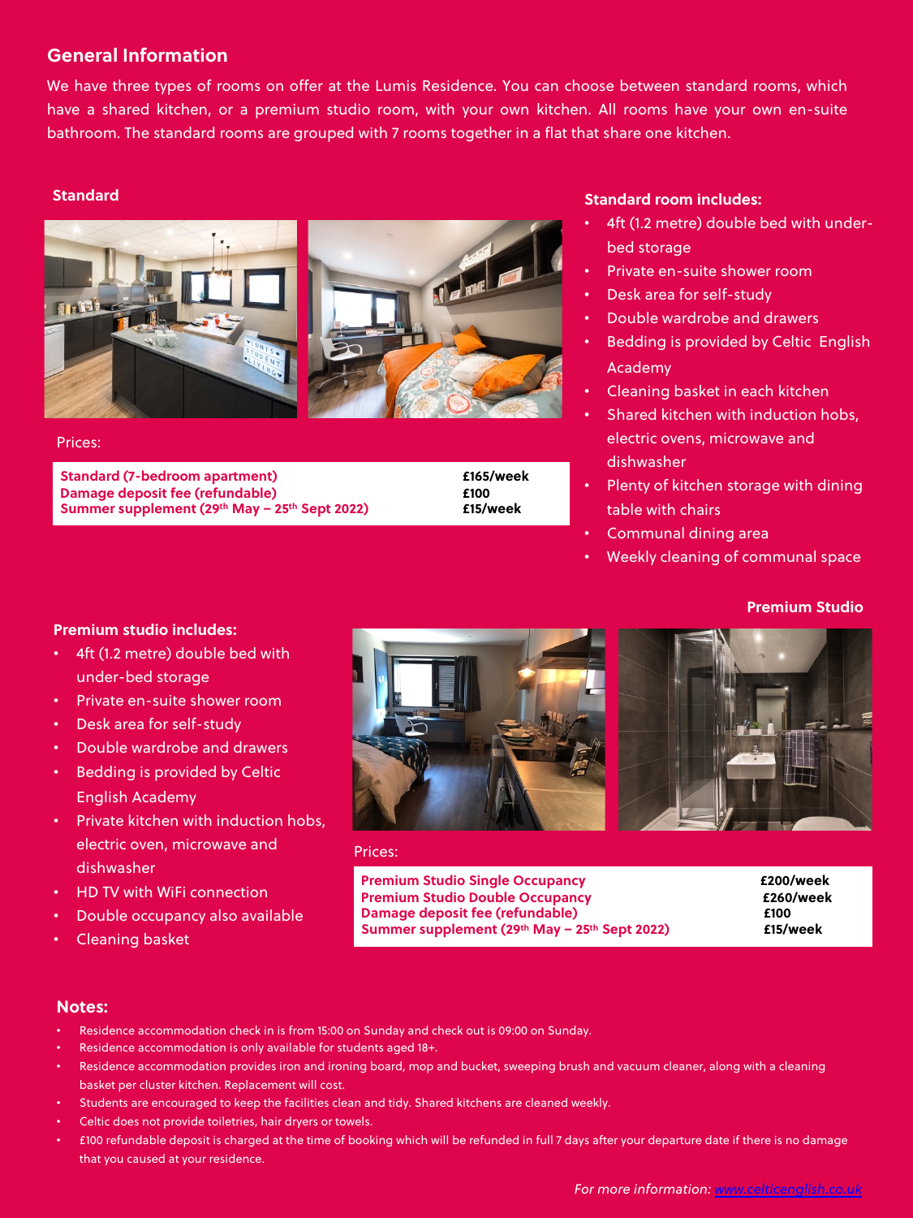## General Information

We have three types of rooms on offer at the Lumis Residence. You can choose between standard rooms, which have a shared kitchen, or a premium studio room, with your own kitchen. All rooms have your own en-suite bathroom. The standard rooms are grouped with 7 rooms together in a flat that share one kitchen.

### Standard

Prices:

| | |
|---|---|
| **Standard (7-bedroom apartment)** | **£165/week** |
| **Damage deposit fee (refundable)** | **£100** |
| **Summer supplement (29th May – 25th Sept 2022)** | **£15/week** |

**Standard room includes:**

- 4ft (1.2 metre) double bed with under-bed storage
- Private en-suite shower room
- Desk area for self-study
- Double wardrobe and drawers
- Bedding is provided by Celtic English Academy
- Cleaning basket in each kitchen
- Shared kitchen with induction hobs, electric ovens, microwave and dishwasher
- Plenty of kitchen storage with dining table with chairs
- Communal dining area
- Weekly cleaning of communal space

### Premium Studio

**Premium studio includes:**

- 4ft (1.2 metre) double bed with under-bed storage
- Private en-suite shower room
- Desk area for self-study
- Double wardrobe and drawers
- Bedding is provided by Celtic English Academy
- Private kitchen with induction hobs, electric oven, microwave and dishwasher
- HD TV with WiFi connection
- Double occupancy also available
- Cleaning basket

Prices:

| | |
|---|---|
| **Premium Studio Single Occupancy** | **£200/week** |
| **Premium Studio Double Occupancy** | **£260/week** |
| **Damage deposit fee (refundable)** | **£100** |
| **Summer supplement (29th May – 25th Sept 2022)** | **£15/week** |

### Notes:

- Residence accommodation check in is from 15:00 on Sunday and check out is 09:00 on Sunday.
- Residence accommodation is only available for students aged 18+.
- Residence accommodation provides iron and ironing board, mop and bucket, sweeping brush and vacuum cleaner, along with a cleaning basket per cluster kitchen. Replacement will cost.
- Students are encouraged to keep the facilities clean and tidy. Shared kitchens are cleaned weekly.
- Celtic does not provide toiletries, hair dryers or towels.
- £100 refundable deposit is charged at the time of booking which will be refunded in full 7 days after your departure date if there is no damage that you caused at your residence.

*For more information: www.celticenglish.co.uk*